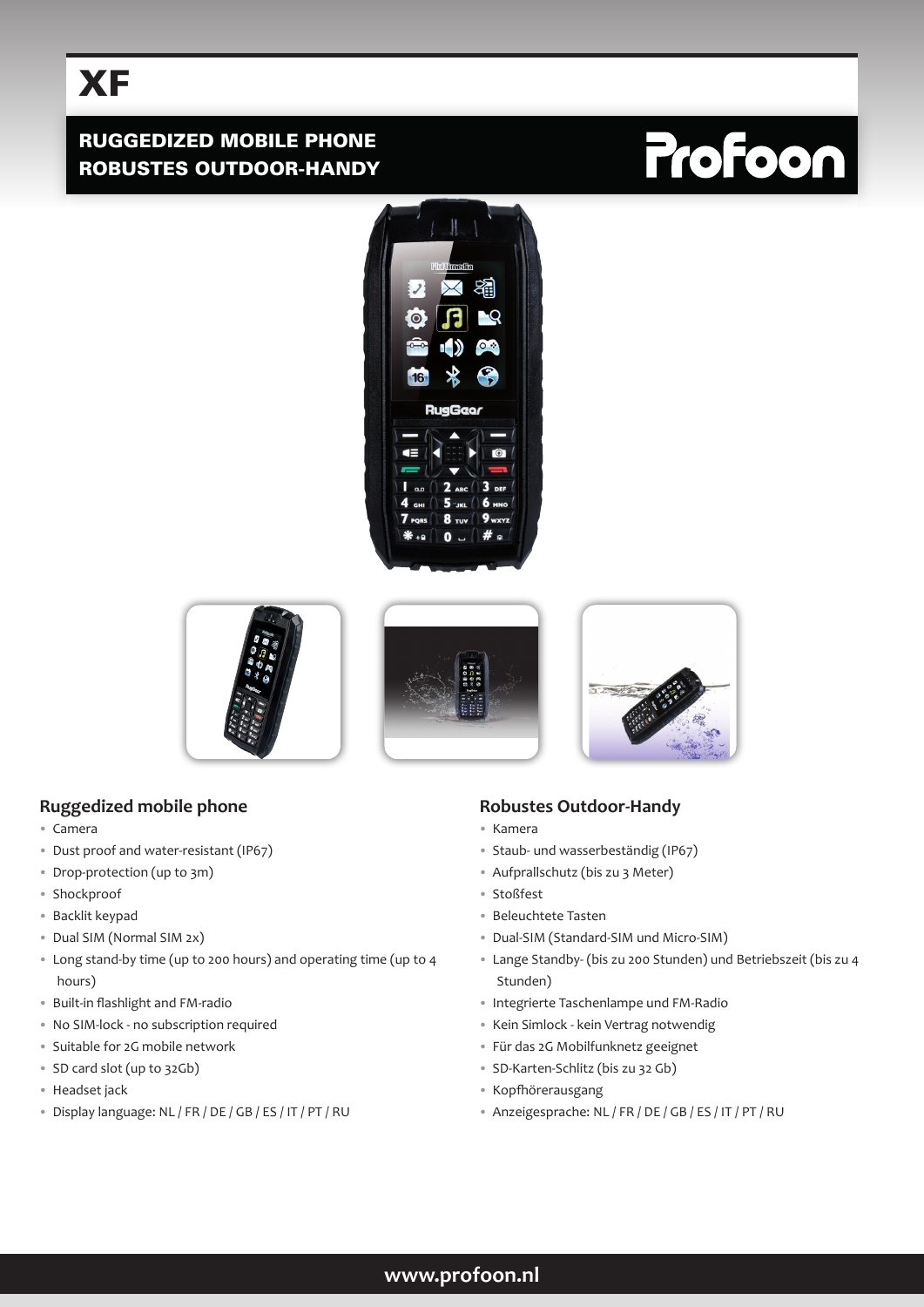# XF

**RUGGEDIZED MOBILE PHONE**
**ROBUSTES OUTDOOR-HANDY**

Profoon

## Ruggedized mobile phone

- Camera
- Dust proof and water-resistant (IP67)
- Drop-protection (up to 3m)
- Shockproof
- Backlit keypad
- Dual SIM (Normal SIM 2x)
- Long stand-by time (up to 200 hours) and operating time (up to 4 hours)
- Built-in flashlight and FM-radio
- No SIM-lock - no subscription required
- Suitable for 2G mobile network
- SD card slot (up to 32Gb)
- Headset jack
- Display language: NL / FR / DE / GB / ES / IT / PT / RU

## Robustes Outdoor-Handy

- Kamera
- Staub- und wasserbeständig (IP67)
- Aufprallschutz (bis zu 3 Meter)
- Stoßfest
- Beleuchtete Tasten
- Dual-SIM (Standard-SIM und Micro-SIM)
- Lange Standby- (bis zu 200 Stunden) und Betriebszeit (bis zu 4 Stunden)
- Integrierte Taschenlampe und FM-Radio
- Kein Simlock - kein Vertrag notwendig
- Für das 2G Mobilfunknetz geeignet
- SD-Karten-Schlitz (bis zu 32 Gb)
- Kopfhörerausgang
- Anzeigesprache: NL / FR / DE / GB / ES / IT / PT / RU

www.profoon.nl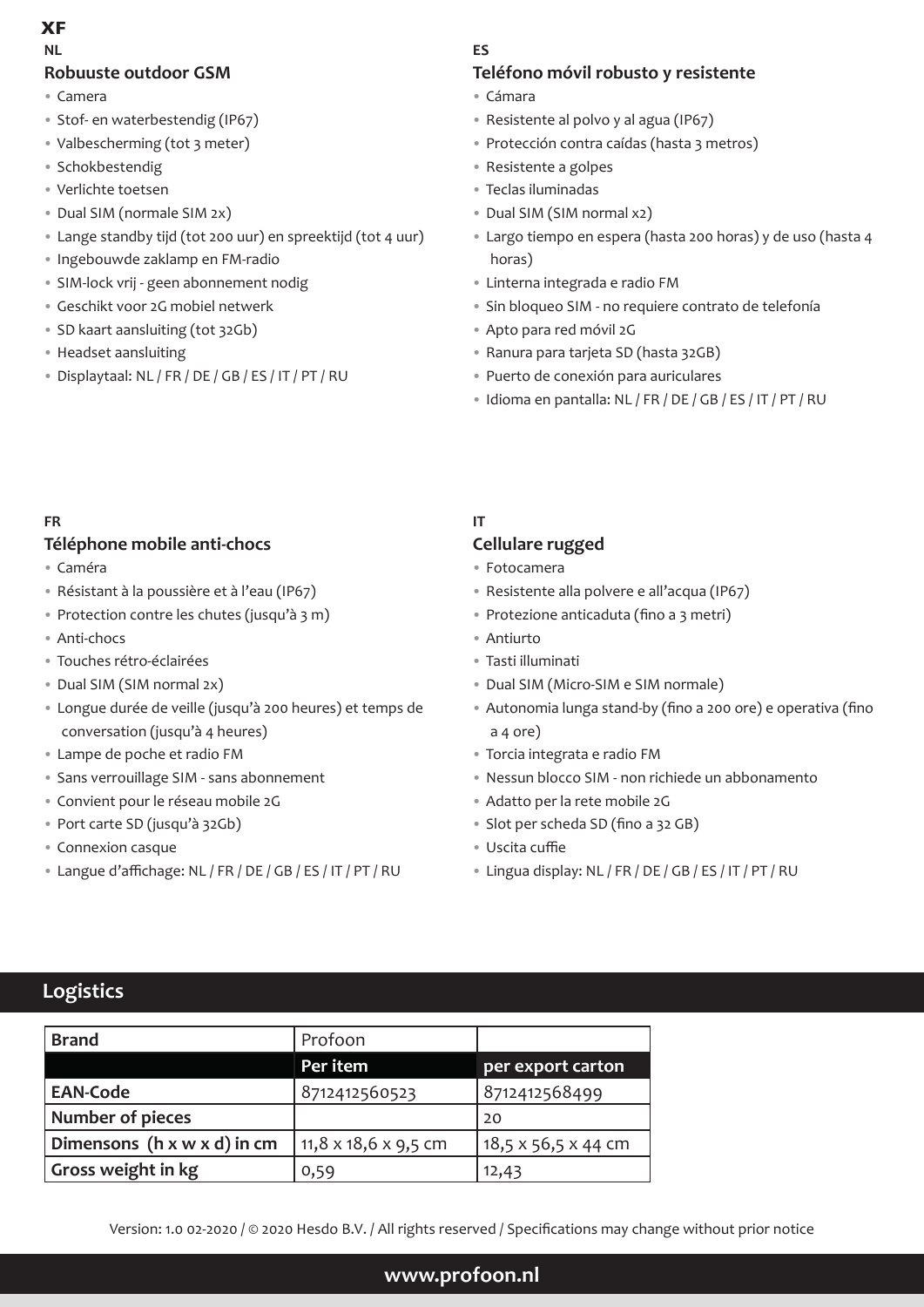XF

NL

### Robuuste outdoor GSM

- Camera
- Stof- en waterbestendig (IP67)
- Valbescherming (tot 3 meter)
- Schokbestendig
- Verlichte toetsen
- Dual SIM (normale SIM 2x)
- Lange standby tijd (tot 200 uur) en spreektijd (tot 4 uur)
- Ingebouwde zaklamp en FM-radio
- SIM-lock vrij - geen abonnement nodig
- Geschikt voor 2G mobiel netwerk
- SD kaart aansluiting (tot 32Gb)
- Headset aansluiting
- Displaytaal: NL / FR / DE / GB / ES / IT / PT / RU

ES

### Teléfono móvil robusto y resistente

- Cámara
- Resistente al polvo y al agua (IP67)
- Protección contra caídas (hasta 3 metros)
- Resistente a golpes
- Teclas iluminadas
- Dual SIM (SIM normal x2)
- Largo tiempo en espera (hasta 200 horas) y de uso (hasta 4 horas)
- Linterna integrada e radio FM
- Sin bloqueo SIM - no requiere contrato de telefonía
- Apto para red móvil 2G
- Ranura para tarjeta SD (hasta 32GB)
- Puerto de conexión para auriculares
- Idioma en pantalla: NL / FR / DE / GB / ES / IT / PT / RU

FR

### Téléphone mobile anti-chocs

- Caméra
- Résistant à la poussière et à l'eau (IP67)
- Protection contre les chutes (jusqu'à 3 m)
- Anti-chocs
- Touches rétro-éclairées
- Dual SIM (SIM normal 2x)
- Longue durée de veille (jusqu'à 200 heures) et temps de conversation (jusqu'à 4 heures)
- Lampe de poche et radio FM
- Sans verrouillage SIM - sans abonnement
- Convient pour le réseau mobile 2G
- Port carte SD (jusqu'à 32Gb)
- Connexion casque
- Langue d'affichage: NL / FR / DE / GB / ES / IT / PT / RU

IT

### Cellulare rugged

- Fotocamera
- Resistente alla polvere e all'acqua (IP67)
- Protezione anticaduta (fino a 3 metri)
- Antiurto
- Tasti illuminati
- Dual SIM (Micro-SIM e SIM normale)
- Autonomia lunga stand-by (fino a 200 ore) e operativa (fino a 4 ore)
- Torcia integrata e radio FM
- Nessun blocco SIM - non richiede un abbonamento
- Adatto per la rete mobile 2G
- Slot per scheda SD (fino a 32 GB)
- Uscita cuffie
- Lingua display: NL / FR / DE / GB / ES / IT / PT / RU

## Logistics

| Brand | Profoon | |
|---|---|---|
| | **Per item** | **per export carton** |
| **EAN-Code** | 8712412560523 | 8712412568499 |
| **Number of pieces** | | 20 |
| **Dimensons (h x w x d) in cm** | 11,8 x 18,6 x 9,5 cm | 18,5 x 56,5 x 44 cm |
| **Gross weight in kg** | 0,59 | 12,43 |

Version: 1.0 02-2020 / © 2020 Hesdo B.V. / All rights reserved / Specifications may change without prior notice

**www.profoon.nl**